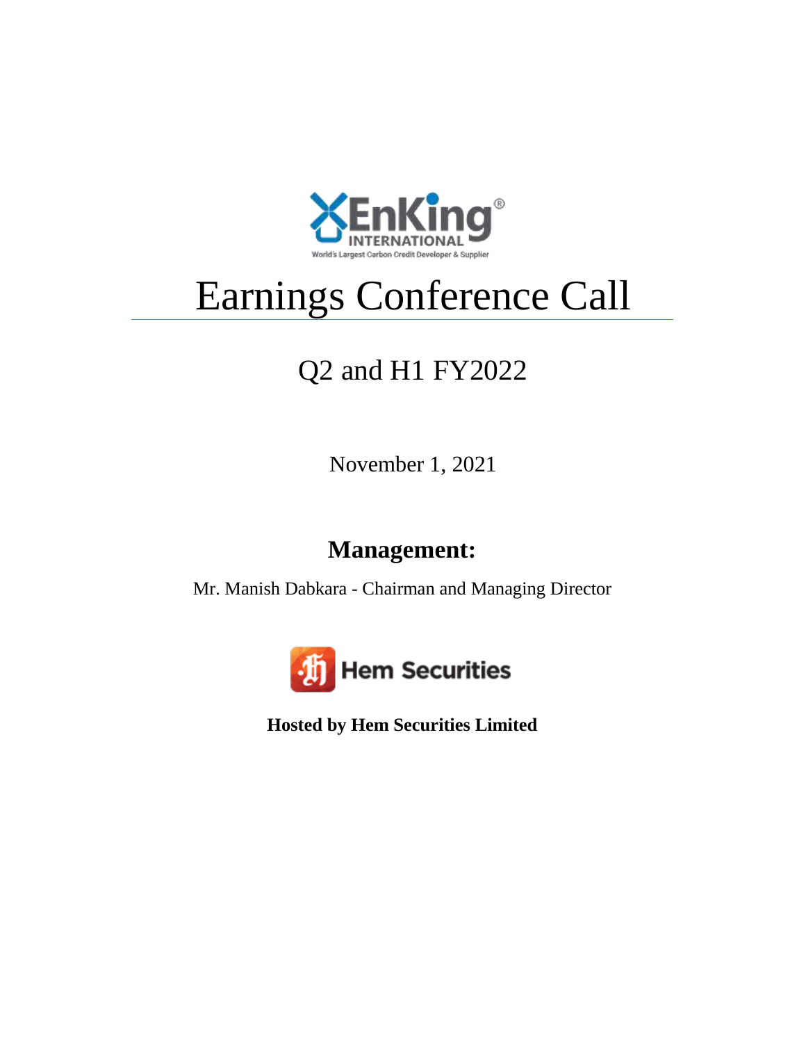EnKing INTERNATIONAL

World's Largest Carbon Credit Developer & Supplier

# Earnings Conference Call

## Q2 and H1 FY2022

November 1, 2021

## Management:

Mr. Manish Dabkara - Chairman and Managing Director

Hem Securities

**Hosted by Hem Securities Limited**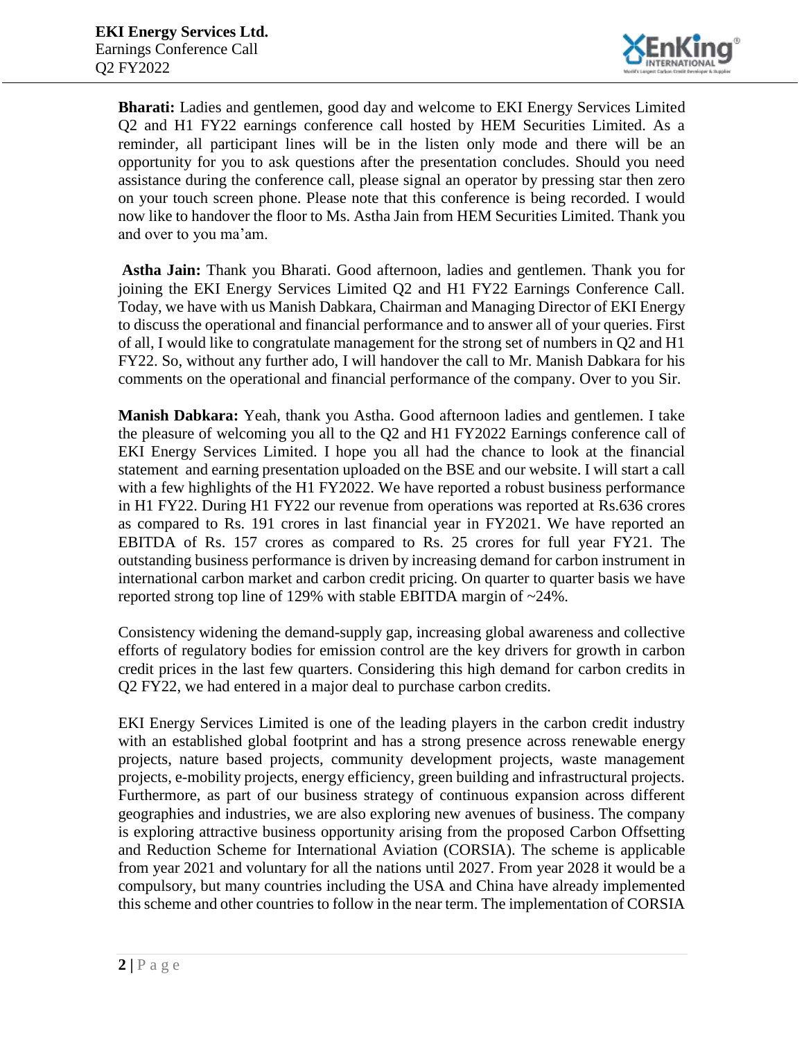**Bharati:** Ladies and gentlemen, good day and welcome to EKI Energy Services Limited Q2 and H1 FY22 earnings conference call hosted by HEM Securities Limited. As a reminder, all participant lines will be in the listen only mode and there will be an opportunity for you to ask questions after the presentation concludes. Should you need assistance during the conference call, please signal an operator by pressing star then zero on your touch screen phone. Please note that this conference is being recorded. I would now like to handover the floor to Ms. Astha Jain from HEM Securities Limited. Thank you and over to you ma'am.

**Astha Jain:** Thank you Bharati. Good afternoon, ladies and gentlemen. Thank you for joining the EKI Energy Services Limited Q2 and H1 FY22 Earnings Conference Call. Today, we have with us Manish Dabkara, Chairman and Managing Director of EKI Energy to discuss the operational and financial performance and to answer all of your queries. First of all, I would like to congratulate management for the strong set of numbers in Q2 and H1 FY22. So, without any further ado, I will handover the call to Mr. Manish Dabkara for his comments on the operational and financial performance of the company. Over to you Sir.

**Manish Dabkara:** Yeah, thank you Astha. Good afternoon ladies and gentlemen. I take the pleasure of welcoming you all to the Q2 and H1 FY2022 Earnings conference call of EKI Energy Services Limited. I hope you all had the chance to look at the financial statement and earning presentation uploaded on the BSE and our website. I will start a call with a few highlights of the H1 FY2022. We have reported a robust business performance in H1 FY22. During H1 FY22 our revenue from operations was reported at Rs.636 crores as compared to Rs. 191 crores in last financial year in FY2021. We have reported an EBITDA of Rs. 157 crores as compared to Rs. 25 crores for full year FY21. The outstanding business performance is driven by increasing demand for carbon instrument in international carbon market and carbon credit pricing. On quarter to quarter basis we have reported strong top line of 129% with stable EBITDA margin of ~24%.

Consistency widening the demand-supply gap, increasing global awareness and collective efforts of regulatory bodies for emission control are the key drivers for growth in carbon credit prices in the last few quarters. Considering this high demand for carbon credits in Q2 FY22, we had entered in a major deal to purchase carbon credits.

EKI Energy Services Limited is one of the leading players in the carbon credit industry with an established global footprint and has a strong presence across renewable energy projects, nature based projects, community development projects, waste management projects, e-mobility projects, energy efficiency, green building and infrastructural projects. Furthermore, as part of our business strategy of continuous expansion across different geographies and industries, we are also exploring new avenues of business. The company is exploring attractive business opportunity arising from the proposed Carbon Offsetting and Reduction Scheme for International Aviation (CORSIA). The scheme is applicable from year 2021 and voluntary for all the nations until 2027. From year 2028 it would be a compulsory, but many countries including the USA and China have already implemented this scheme and other countries to follow in the near term. The implementation of CORSIA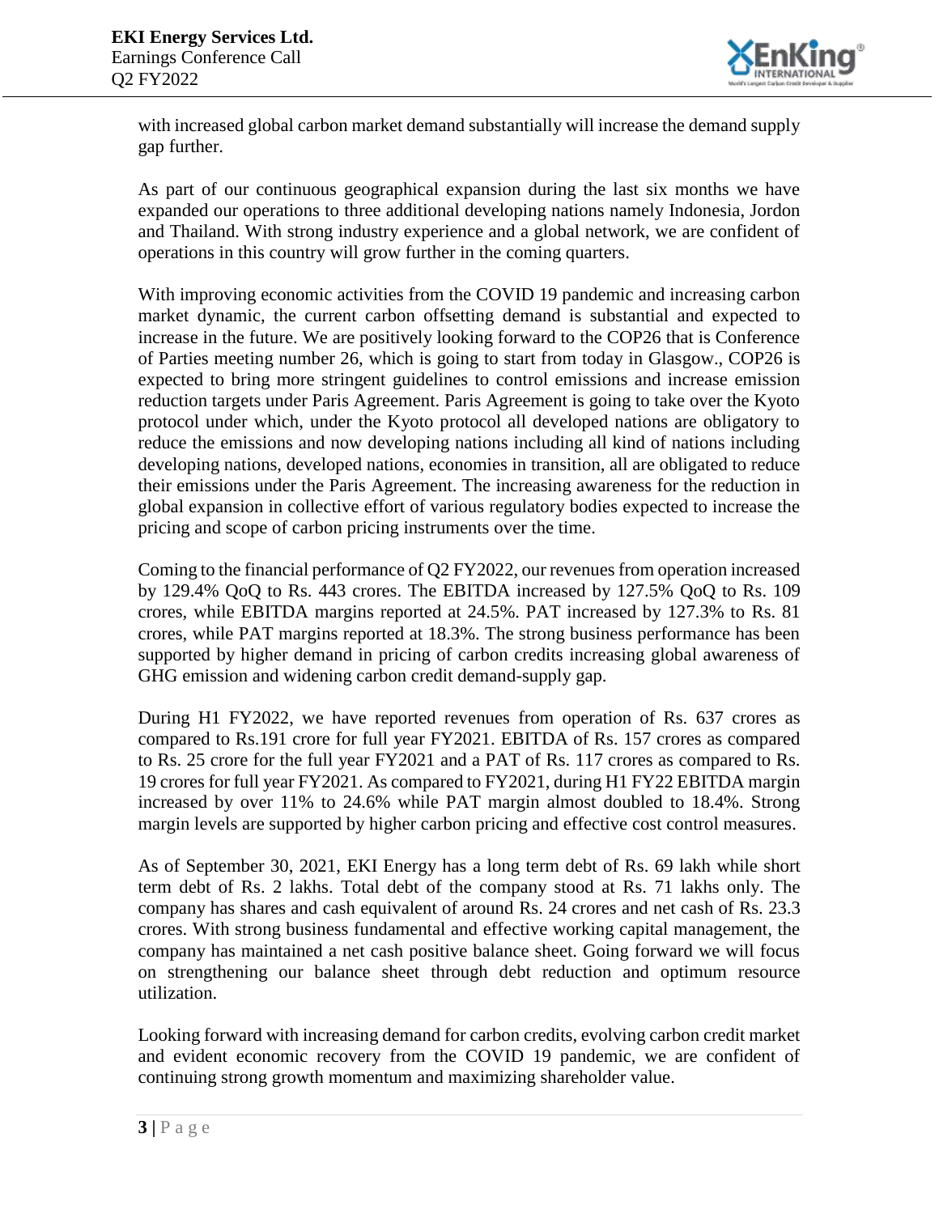with increased global carbon market demand substantially will increase the demand supply gap further.

As part of our continuous geographical expansion during the last six months we have expanded our operations to three additional developing nations namely Indonesia, Jordon and Thailand. With strong industry experience and a global network, we are confident of operations in this country will grow further in the coming quarters.

With improving economic activities from the COVID 19 pandemic and increasing carbon market dynamic, the current carbon offsetting demand is substantial and expected to increase in the future. We are positively looking forward to the COP26 that is Conference of Parties meeting number 26, which is going to start from today in Glasgow., COP26 is expected to bring more stringent guidelines to control emissions and increase emission reduction targets under Paris Agreement. Paris Agreement is going to take over the Kyoto protocol under which, under the Kyoto protocol all developed nations are obligatory to reduce the emissions and now developing nations including all kind of nations including developing nations, developed nations, economies in transition, all are obligated to reduce their emissions under the Paris Agreement. The increasing awareness for the reduction in global expansion in collective effort of various regulatory bodies expected to increase the pricing and scope of carbon pricing instruments over the time.

Coming to the financial performance of Q2 FY2022, our revenues from operation increased by 129.4% QoQ to Rs. 443 crores. The EBITDA increased by 127.5% QoQ to Rs. 109 crores, while EBITDA margins reported at 24.5%. PAT increased by 127.3% to Rs. 81 crores, while PAT margins reported at 18.3%. The strong business performance has been supported by higher demand in pricing of carbon credits increasing global awareness of GHG emission and widening carbon credit demand-supply gap.

During H1 FY2022, we have reported revenues from operation of Rs. 637 crores as compared to Rs.191 crore for full year FY2021. EBITDA of Rs. 157 crores as compared to Rs. 25 crore for the full year FY2021 and a PAT of Rs. 117 crores as compared to Rs. 19 crores for full year FY2021. As compared to FY2021, during H1 FY22 EBITDA margin increased by over 11% to 24.6% while PAT margin almost doubled to 18.4%. Strong margin levels are supported by higher carbon pricing and effective cost control measures.

As of September 30, 2021, EKI Energy has a long term debt of Rs. 69 lakh while short term debt of Rs. 2 lakhs. Total debt of the company stood at Rs. 71 lakhs only. The company has shares and cash equivalent of around Rs. 24 crores and net cash of Rs. 23.3 crores. With strong business fundamental and effective working capital management, the company has maintained a net cash positive balance sheet. Going forward we will focus on strengthening our balance sheet through debt reduction and optimum resource utilization.

Looking forward with increasing demand for carbon credits, evolving carbon credit market and evident economic recovery from the COVID 19 pandemic, we are confident of continuing strong growth momentum and maximizing shareholder value.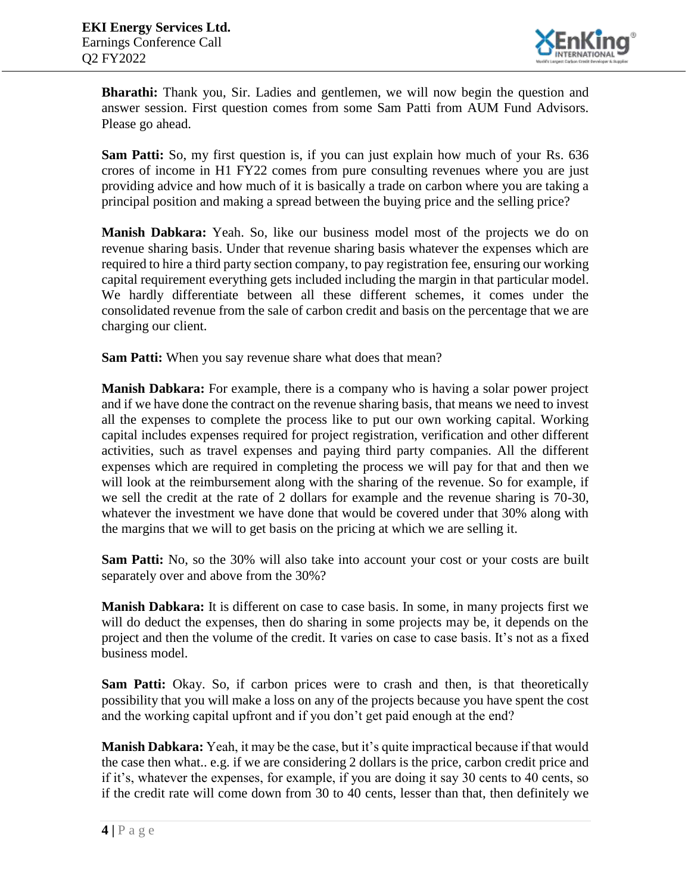**Bharathi:** Thank you, Sir. Ladies and gentlemen, we will now begin the question and answer session. First question comes from some Sam Patti from AUM Fund Advisors. Please go ahead.

**Sam Patti:** So, my first question is, if you can just explain how much of your Rs. 636 crores of income in H1 FY22 comes from pure consulting revenues where you are just providing advice and how much of it is basically a trade on carbon where you are taking a principal position and making a spread between the buying price and the selling price?

**Manish Dabkara:** Yeah. So, like our business model most of the projects we do on revenue sharing basis. Under that revenue sharing basis whatever the expenses which are required to hire a third party section company, to pay registration fee, ensuring our working capital requirement everything gets included including the margin in that particular model. We hardly differentiate between all these different schemes, it comes under the consolidated revenue from the sale of carbon credit and basis on the percentage that we are charging our client.

**Sam Patti:** When you say revenue share what does that mean?

**Manish Dabkara:** For example, there is a company who is having a solar power project and if we have done the contract on the revenue sharing basis, that means we need to invest all the expenses to complete the process like to put our own working capital. Working capital includes expenses required for project registration, verification and other different activities, such as travel expenses and paying third party companies. All the different expenses which are required in completing the process we will pay for that and then we will look at the reimbursement along with the sharing of the revenue. So for example, if we sell the credit at the rate of 2 dollars for example and the revenue sharing is 70-30, whatever the investment we have done that would be covered under that 30% along with the margins that we will to get basis on the pricing at which we are selling it.

**Sam Patti:** No, so the 30% will also take into account your cost or your costs are built separately over and above from the 30%?

**Manish Dabkara:** It is different on case to case basis. In some, in many projects first we will do deduct the expenses, then do sharing in some projects may be, it depends on the project and then the volume of the credit. It varies on case to case basis. It's not as a fixed business model.

**Sam Patti:** Okay. So, if carbon prices were to crash and then, is that theoretically possibility that you will make a loss on any of the projects because you have spent the cost and the working capital upfront and if you don't get paid enough at the end?

**Manish Dabkara:** Yeah, it may be the case, but it's quite impractical because if that would the case then what.. e.g. if we are considering 2 dollars is the price, carbon credit price and if it's, whatever the expenses, for example, if you are doing it say 30 cents to 40 cents, so if the credit rate will come down from 30 to 40 cents, lesser than that, then definitely we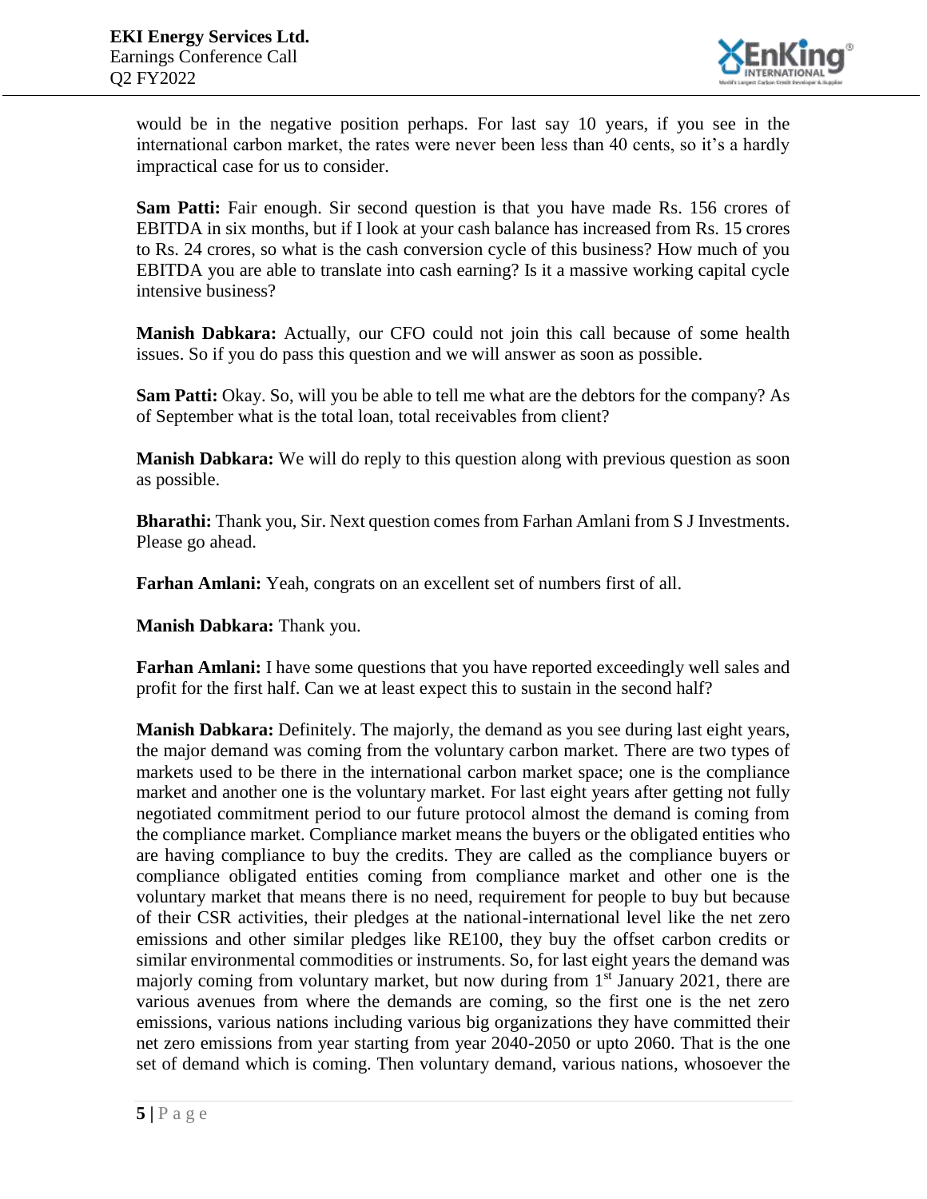would be in the negative position perhaps. For last say 10 years, if you see in the international carbon market, the rates were never been less than 40 cents, so it's a hardly impractical case for us to consider.

**Sam Patti:** Fair enough. Sir second question is that you have made Rs. 156 crores of EBITDA in six months, but if I look at your cash balance has increased from Rs. 15 crores to Rs. 24 crores, so what is the cash conversion cycle of this business? How much of you EBITDA you are able to translate into cash earning? Is it a massive working capital cycle intensive business?

**Manish Dabkara:** Actually, our CFO could not join this call because of some health issues. So if you do pass this question and we will answer as soon as possible.

**Sam Patti:** Okay. So, will you be able to tell me what are the debtors for the company? As of September what is the total loan, total receivables from client?

**Manish Dabkara:** We will do reply to this question along with previous question as soon as possible.

**Bharathi:** Thank you, Sir. Next question comes from Farhan Amlani from S J Investments. Please go ahead.

**Farhan Amlani:** Yeah, congrats on an excellent set of numbers first of all.

**Manish Dabkara:** Thank you.

**Farhan Amlani:** I have some questions that you have reported exceedingly well sales and profit for the first half. Can we at least expect this to sustain in the second half?

**Manish Dabkara:** Definitely. The majorly, the demand as you see during last eight years, the major demand was coming from the voluntary carbon market. There are two types of markets used to be there in the international carbon market space; one is the compliance market and another one is the voluntary market. For last eight years after getting not fully negotiated commitment period to our future protocol almost the demand is coming from the compliance market. Compliance market means the buyers or the obligated entities who are having compliance to buy the credits. They are called as the compliance buyers or compliance obligated entities coming from compliance market and other one is the voluntary market that means there is no need, requirement for people to buy but because of their CSR activities, their pledges at the national-international level like the net zero emissions and other similar pledges like RE100, they buy the offset carbon credits or similar environmental commodities or instruments. So, for last eight years the demand was majorly coming from voluntary market, but now during from 1st January 2021, there are various avenues from where the demands are coming, so the first one is the net zero emissions, various nations including various big organizations they have committed their net zero emissions from year starting from year 2040-2050 or upto 2060. That is the one set of demand which is coming. Then voluntary demand, various nations, whosoever the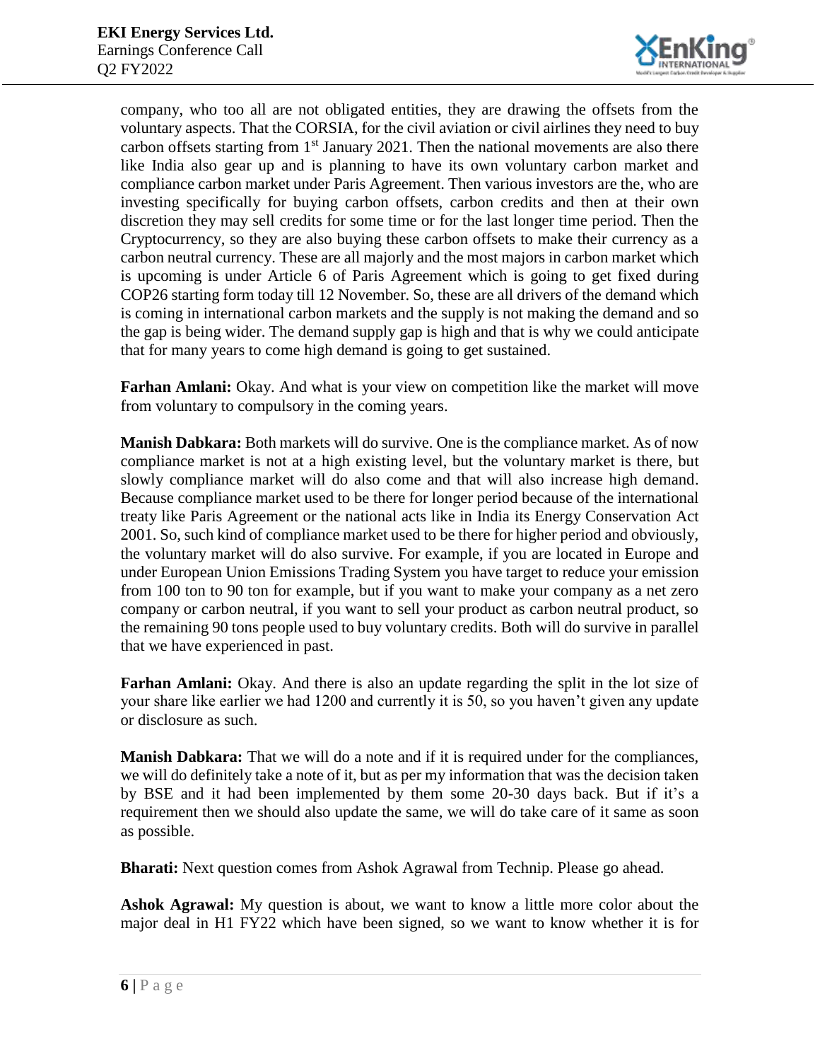company, who too all are not obligated entities, they are drawing the offsets from the voluntary aspects. That the CORSIA, for the civil aviation or civil airlines they need to buy carbon offsets starting from 1st January 2021. Then the national movements are also there like India also gear up and is planning to have its own voluntary carbon market and compliance carbon market under Paris Agreement. Then various investors are the, who are investing specifically for buying carbon offsets, carbon credits and then at their own discretion they may sell credits for some time or for the last longer time period. Then the Cryptocurrency, so they are also buying these carbon offsets to make their currency as a carbon neutral currency. These are all majorly and the most majors in carbon market which is upcoming is under Article 6 of Paris Agreement which is going to get fixed during COP26 starting form today till 12 November. So, these are all drivers of the demand which is coming in international carbon markets and the supply is not making the demand and so the gap is being wider. The demand supply gap is high and that is why we could anticipate that for many years to come high demand is going to get sustained.

**Farhan Amlani:** Okay. And what is your view on competition like the market will move from voluntary to compulsory in the coming years.

**Manish Dabkara:** Both markets will do survive. One is the compliance market. As of now compliance market is not at a high existing level, but the voluntary market is there, but slowly compliance market will do also come and that will also increase high demand. Because compliance market used to be there for longer period because of the international treaty like Paris Agreement or the national acts like in India its Energy Conservation Act 2001. So, such kind of compliance market used to be there for higher period and obviously, the voluntary market will do also survive. For example, if you are located in Europe and under European Union Emissions Trading System you have target to reduce your emission from 100 ton to 90 ton for example, but if you want to make your company as a net zero company or carbon neutral, if you want to sell your product as carbon neutral product, so the remaining 90 tons people used to buy voluntary credits. Both will do survive in parallel that we have experienced in past.

**Farhan Amlani:** Okay. And there is also an update regarding the split in the lot size of your share like earlier we had 1200 and currently it is 50, so you haven't given any update or disclosure as such.

**Manish Dabkara:** That we will do a note and if it is required under for the compliances, we will do definitely take a note of it, but as per my information that was the decision taken by BSE and it had been implemented by them some 20-30 days back. But if it's a requirement then we should also update the same, we will do take care of it same as soon as possible.

**Bharati:** Next question comes from Ashok Agrawal from Technip. Please go ahead.

**Ashok Agrawal:** My question is about, we want to know a little more color about the major deal in H1 FY22 which have been signed, so we want to know whether it is for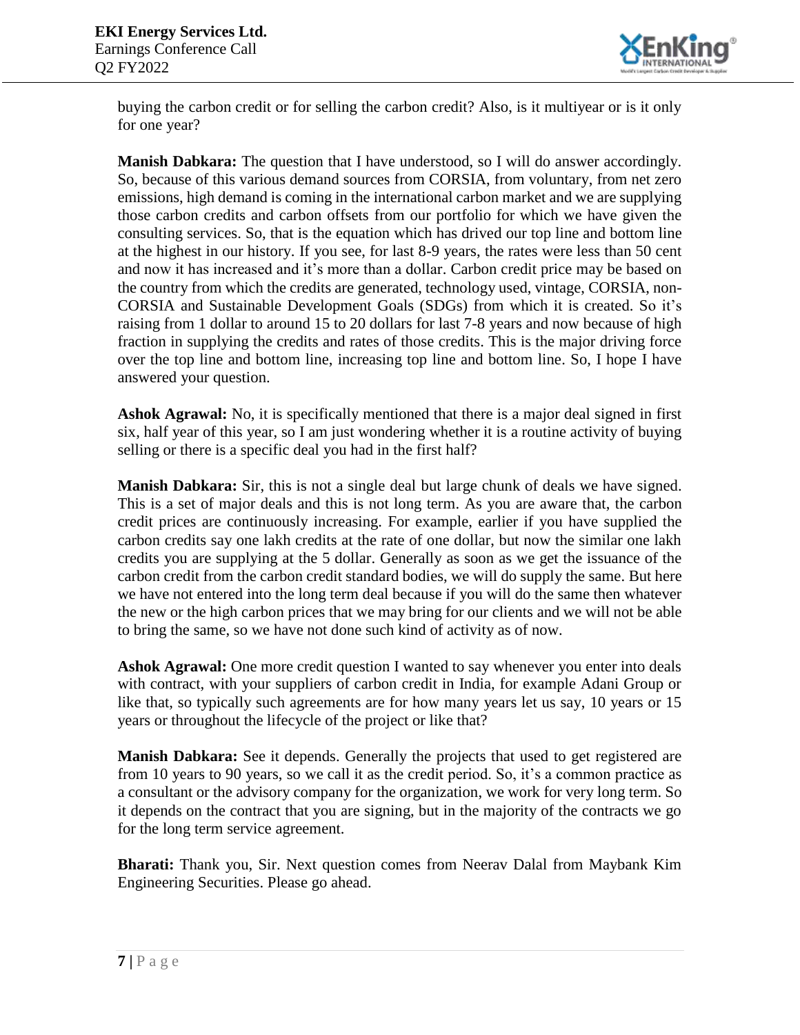buying the carbon credit or for selling the carbon credit? Also, is it multiyear or is it only for one year?

**Manish Dabkara:** The question that I have understood, so I will do answer accordingly. So, because of this various demand sources from CORSIA, from voluntary, from net zero emissions, high demand is coming in the international carbon market and we are supplying those carbon credits and carbon offsets from our portfolio for which we have given the consulting services. So, that is the equation which has drived our top line and bottom line at the highest in our history. If you see, for last 8-9 years, the rates were less than 50 cent and now it has increased and it's more than a dollar. Carbon credit price may be based on the country from which the credits are generated, technology used, vintage, CORSIA, non-CORSIA and Sustainable Development Goals (SDGs) from which it is created. So it's raising from 1 dollar to around 15 to 20 dollars for last 7-8 years and now because of high fraction in supplying the credits and rates of those credits. This is the major driving force over the top line and bottom line, increasing top line and bottom line. So, I hope I have answered your question.

**Ashok Agrawal:** No, it is specifically mentioned that there is a major deal signed in first six, half year of this year, so I am just wondering whether it is a routine activity of buying selling or there is a specific deal you had in the first half?

**Manish Dabkara:** Sir, this is not a single deal but large chunk of deals we have signed. This is a set of major deals and this is not long term. As you are aware that, the carbon credit prices are continuously increasing. For example, earlier if you have supplied the carbon credits say one lakh credits at the rate of one dollar, but now the similar one lakh credits you are supplying at the 5 dollar. Generally as soon as we get the issuance of the carbon credit from the carbon credit standard bodies, we will do supply the same. But here we have not entered into the long term deal because if you will do the same then whatever the new or the high carbon prices that we may bring for our clients and we will not be able to bring the same, so we have not done such kind of activity as of now.

**Ashok Agrawal:** One more credit question I wanted to say whenever you enter into deals with contract, with your suppliers of carbon credit in India, for example Adani Group or like that, so typically such agreements are for how many years let us say, 10 years or 15 years or throughout the lifecycle of the project or like that?

**Manish Dabkara:** See it depends. Generally the projects that used to get registered are from 10 years to 90 years, so we call it as the credit period. So, it's a common practice as a consultant or the advisory company for the organization, we work for very long term. So it depends on the contract that you are signing, but in the majority of the contracts we go for the long term service agreement.

**Bharati:** Thank you, Sir. Next question comes from Neerav Dalal from Maybank Kim Engineering Securities. Please go ahead.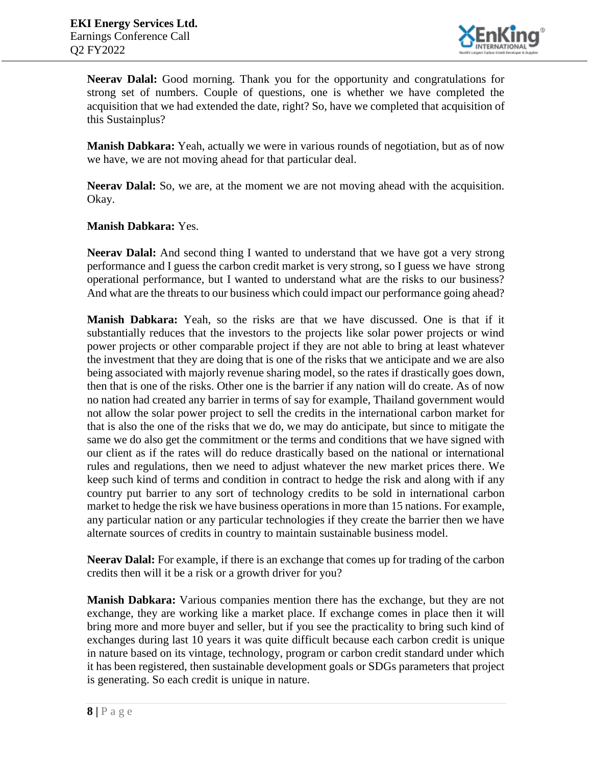**Neerav Dalal:** Good morning. Thank you for the opportunity and congratulations for strong set of numbers. Couple of questions, one is whether we have completed the acquisition that we had extended the date, right? So, have we completed that acquisition of this Sustainplus?

**Manish Dabkara:** Yeah, actually we were in various rounds of negotiation, but as of now we have, we are not moving ahead for that particular deal.

**Neerav Dalal:** So, we are, at the moment we are not moving ahead with the acquisition. Okay.

**Manish Dabkara:** Yes.

**Neerav Dalal:** And second thing I wanted to understand that we have got a very strong performance and I guess the carbon credit market is very strong, so I guess we have strong operational performance, but I wanted to understand what are the risks to our business? And what are the threats to our business which could impact our performance going ahead?

**Manish Dabkara:** Yeah, so the risks are that we have discussed. One is that if it substantially reduces that the investors to the projects like solar power projects or wind power projects or other comparable project if they are not able to bring at least whatever the investment that they are doing that is one of the risks that we anticipate and we are also being associated with majorly revenue sharing model, so the rates if drastically goes down, then that is one of the risks. Other one is the barrier if any nation will do create. As of now no nation had created any barrier in terms of say for example, Thailand government would not allow the solar power project to sell the credits in the international carbon market for that is also the one of the risks that we do, we may do anticipate, but since to mitigate the same we do also get the commitment or the terms and conditions that we have signed with our client as if the rates will do reduce drastically based on the national or international rules and regulations, then we need to adjust whatever the new market prices there. We keep such kind of terms and condition in contract to hedge the risk and along with if any country put barrier to any sort of technology credits to be sold in international carbon market to hedge the risk we have business operations in more than 15 nations. For example, any particular nation or any particular technologies if they create the barrier then we have alternate sources of credits in country to maintain sustainable business model.

**Neerav Dalal:** For example, if there is an exchange that comes up for trading of the carbon credits then will it be a risk or a growth driver for you?

**Manish Dabkara:** Various companies mention there has the exchange, but they are not exchange, they are working like a market place. If exchange comes in place then it will bring more and more buyer and seller, but if you see the practicality to bring such kind of exchanges during last 10 years it was quite difficult because each carbon credit is unique in nature based on its vintage, technology, program or carbon credit standard under which it has been registered, then sustainable development goals or SDGs parameters that project is generating. So each credit is unique in nature.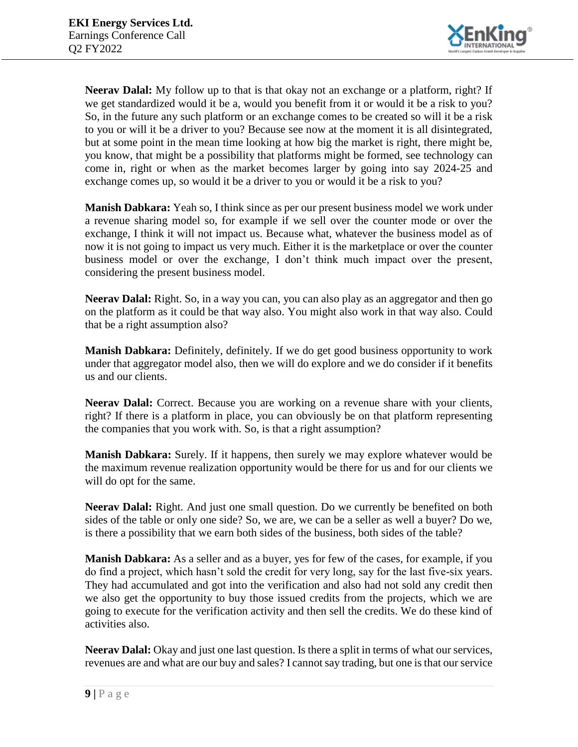**Neerav Dalal:** My follow up to that is that okay not an exchange or a platform, right? If we get standardized would it be a, would you benefit from it or would it be a risk to you? So, in the future any such platform or an exchange comes to be created so will it be a risk to you or will it be a driver to you? Because see now at the moment it is all disintegrated, but at some point in the mean time looking at how big the market is right, there might be, you know, that might be a possibility that platforms might be formed, see technology can come in, right or when as the market becomes larger by going into say 2024-25 and exchange comes up, so would it be a driver to you or would it be a risk to you?

**Manish Dabkara:** Yeah so, I think since as per our present business model we work under a revenue sharing model so, for example if we sell over the counter mode or over the exchange, I think it will not impact us. Because what, whatever the business model as of now it is not going to impact us very much. Either it is the marketplace or over the counter business model or over the exchange, I don't think much impact over the present, considering the present business model.

**Neerav Dalal:** Right. So, in a way you can, you can also play as an aggregator and then go on the platform as it could be that way also. You might also work in that way also. Could that be a right assumption also?

**Manish Dabkara:** Definitely, definitely. If we do get good business opportunity to work under that aggregator model also, then we will do explore and we do consider if it benefits us and our clients.

**Neerav Dalal:** Correct. Because you are working on a revenue share with your clients, right? If there is a platform in place, you can obviously be on that platform representing the companies that you work with. So, is that a right assumption?

**Manish Dabkara:** Surely. If it happens, then surely we may explore whatever would be the maximum revenue realization opportunity would be there for us and for our clients we will do opt for the same.

**Neerav Dalal:** Right. And just one small question. Do we currently be benefited on both sides of the table or only one side? So, we are, we can be a seller as well a buyer? Do we, is there a possibility that we earn both sides of the business, both sides of the table?

**Manish Dabkara:** As a seller and as a buyer, yes for few of the cases, for example, if you do find a project, which hasn't sold the credit for very long, say for the last five-six years. They had accumulated and got into the verification and also had not sold any credit then we also get the opportunity to buy those issued credits from the projects, which we are going to execute for the verification activity and then sell the credits. We do these kind of activities also.

**Neerav Dalal:** Okay and just one last question. Is there a split in terms of what our services, revenues are and what are our buy and sales? I cannot say trading, but one is that our service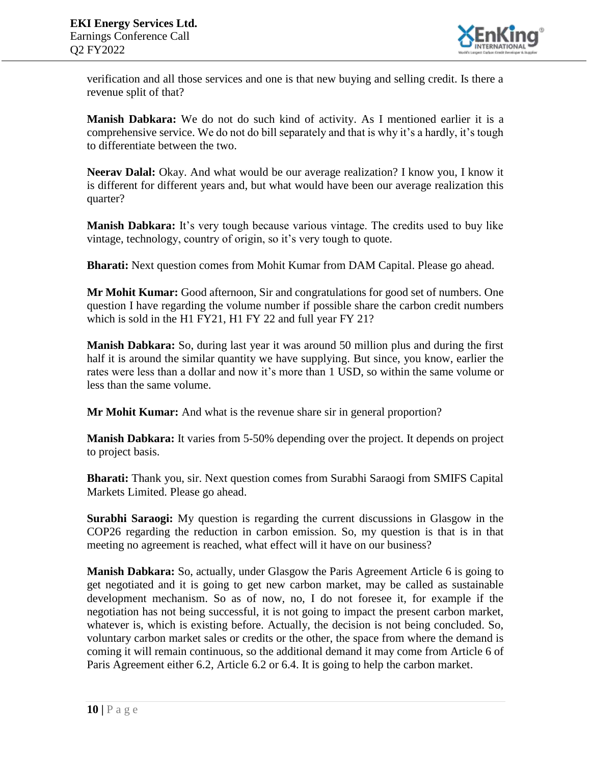verification and all those services and one is that new buying and selling credit. Is there a revenue split of that?

**Manish Dabkara:** We do not do such kind of activity. As I mentioned earlier it is a comprehensive service. We do not do bill separately and that is why it's a hardly, it's tough to differentiate between the two.

**Neerav Dalal:** Okay. And what would be our average realization? I know you, I know it is different for different years and, but what would have been our average realization this quarter?

**Manish Dabkara:** It's very tough because various vintage. The credits used to buy like vintage, technology, country of origin, so it's very tough to quote.

**Bharati:** Next question comes from Mohit Kumar from DAM Capital. Please go ahead.

**Mr Mohit Kumar:** Good afternoon, Sir and congratulations for good set of numbers. One question I have regarding the volume number if possible share the carbon credit numbers which is sold in the H1 FY21, H1 FY 22 and full year FY 21?

**Manish Dabkara:** So, during last year it was around 50 million plus and during the first half it is around the similar quantity we have supplying. But since, you know, earlier the rates were less than a dollar and now it's more than 1 USD, so within the same volume or less than the same volume.

**Mr Mohit Kumar:** And what is the revenue share sir in general proportion?

**Manish Dabkara:** It varies from 5-50% depending over the project. It depends on project to project basis.

**Bharati:** Thank you, sir. Next question comes from Surabhi Saraogi from SMIFS Capital Markets Limited. Please go ahead.

**Surabhi Saraogi:** My question is regarding the current discussions in Glasgow in the COP26 regarding the reduction in carbon emission. So, my question is that is in that meeting no agreement is reached, what effect will it have on our business?

**Manish Dabkara:** So, actually, under Glasgow the Paris Agreement Article 6 is going to get negotiated and it is going to get new carbon market, may be called as sustainable development mechanism. So as of now, no, I do not foresee it, for example if the negotiation has not being successful, it is not going to impact the present carbon market, whatever is, which is existing before. Actually, the decision is not being concluded. So, voluntary carbon market sales or credits or the other, the space from where the demand is coming it will remain continuous, so the additional demand it may come from Article 6 of Paris Agreement either 6.2, Article 6.2 or 6.4. It is going to help the carbon market.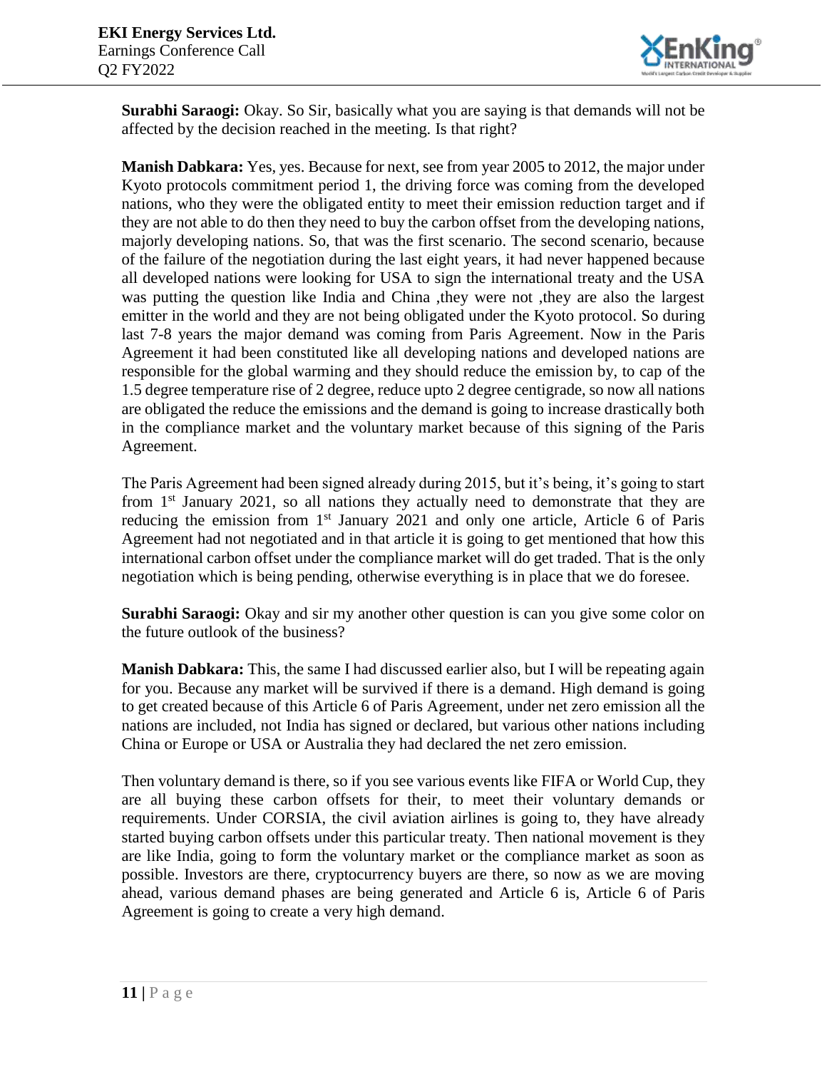**Surabhi Saraogi:** Okay. So Sir, basically what you are saying is that demands will not be affected by the decision reached in the meeting. Is that right?

**Manish Dabkara:** Yes, yes. Because for next, see from year 2005 to 2012, the major under Kyoto protocols commitment period 1, the driving force was coming from the developed nations, who they were the obligated entity to meet their emission reduction target and if they are not able to do then they need to buy the carbon offset from the developing nations, majorly developing nations. So, that was the first scenario. The second scenario, because of the failure of the negotiation during the last eight years, it had never happened because all developed nations were looking for USA to sign the international treaty and the USA was putting the question like India and China ,they were not ,they are also the largest emitter in the world and they are not being obligated under the Kyoto protocol. So during last 7-8 years the major demand was coming from Paris Agreement. Now in the Paris Agreement it had been constituted like all developing nations and developed nations are responsible for the global warming and they should reduce the emission by, to cap of the 1.5 degree temperature rise of 2 degree, reduce upto 2 degree centigrade, so now all nations are obligated the reduce the emissions and the demand is going to increase drastically both in the compliance market and the voluntary market because of this signing of the Paris Agreement.

The Paris Agreement had been signed already during 2015, but it's being, it's going to start from 1st January 2021, so all nations they actually need to demonstrate that they are reducing the emission from 1st January 2021 and only one article, Article 6 of Paris Agreement had not negotiated and in that article it is going to get mentioned that how this international carbon offset under the compliance market will do get traded. That is the only negotiation which is being pending, otherwise everything is in place that we do foresee.

**Surabhi Saraogi:** Okay and sir my another other question is can you give some color on the future outlook of the business?

**Manish Dabkara:** This, the same I had discussed earlier also, but I will be repeating again for you. Because any market will be survived if there is a demand. High demand is going to get created because of this Article 6 of Paris Agreement, under net zero emission all the nations are included, not India has signed or declared, but various other nations including China or Europe or USA or Australia they had declared the net zero emission.

Then voluntary demand is there, so if you see various events like FIFA or World Cup, they are all buying these carbon offsets for their, to meet their voluntary demands or requirements. Under CORSIA, the civil aviation airlines is going to, they have already started buying carbon offsets under this particular treaty. Then national movement is they are like India, going to form the voluntary market or the compliance market as soon as possible. Investors are there, cryptocurrency buyers are there, so now as we are moving ahead, various demand phases are being generated and Article 6 is, Article 6 of Paris Agreement is going to create a very high demand.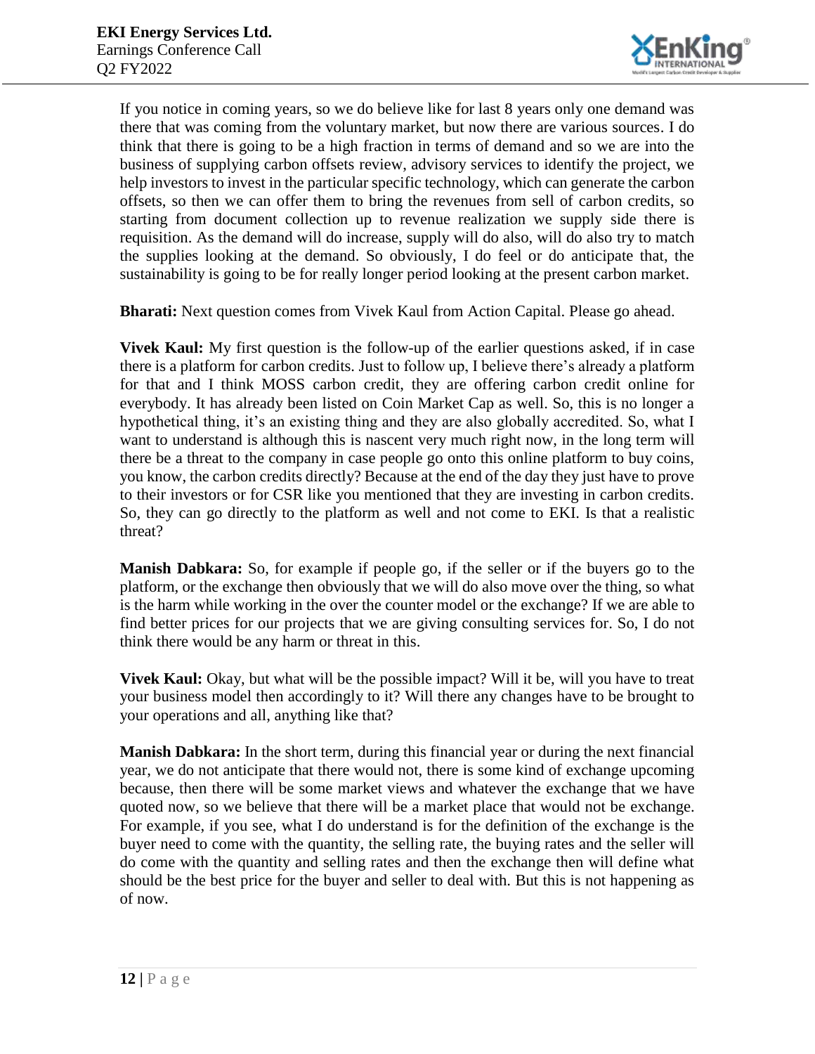If you notice in coming years, so we do believe like for last 8 years only one demand was there that was coming from the voluntary market, but now there are various sources. I do think that there is going to be a high fraction in terms of demand and so we are into the business of supplying carbon offsets review, advisory services to identify the project, we help investors to invest in the particular specific technology, which can generate the carbon offsets, so then we can offer them to bring the revenues from sell of carbon credits, so starting from document collection up to revenue realization we supply side there is requisition. As the demand will do increase, supply will do also, will do also try to match the supplies looking at the demand. So obviously, I do feel or do anticipate that, the sustainability is going to be for really longer period looking at the present carbon market.

**Bharati:** Next question comes from Vivek Kaul from Action Capital. Please go ahead.

**Vivek Kaul:** My first question is the follow-up of the earlier questions asked, if in case there is a platform for carbon credits. Just to follow up, I believe there's already a platform for that and I think MOSS carbon credit, they are offering carbon credit online for everybody. It has already been listed on Coin Market Cap as well. So, this is no longer a hypothetical thing, it's an existing thing and they are also globally accredited. So, what I want to understand is although this is nascent very much right now, in the long term will there be a threat to the company in case people go onto this online platform to buy coins, you know, the carbon credits directly? Because at the end of the day they just have to prove to their investors or for CSR like you mentioned that they are investing in carbon credits. So, they can go directly to the platform as well and not come to EKI. Is that a realistic threat?

**Manish Dabkara:** So, for example if people go, if the seller or if the buyers go to the platform, or the exchange then obviously that we will do also move over the thing, so what is the harm while working in the over the counter model or the exchange? If we are able to find better prices for our projects that we are giving consulting services for. So, I do not think there would be any harm or threat in this.

**Vivek Kaul:** Okay, but what will be the possible impact? Will it be, will you have to treat your business model then accordingly to it? Will there any changes have to be brought to your operations and all, anything like that?

**Manish Dabkara:** In the short term, during this financial year or during the next financial year, we do not anticipate that there would not, there is some kind of exchange upcoming because, then there will be some market views and whatever the exchange that we have quoted now, so we believe that there will be a market place that would not be exchange. For example, if you see, what I do understand is for the definition of the exchange is the buyer need to come with the quantity, the selling rate, the buying rates and the seller will do come with the quantity and selling rates and then the exchange then will define what should be the best price for the buyer and seller to deal with. But this is not happening as of now.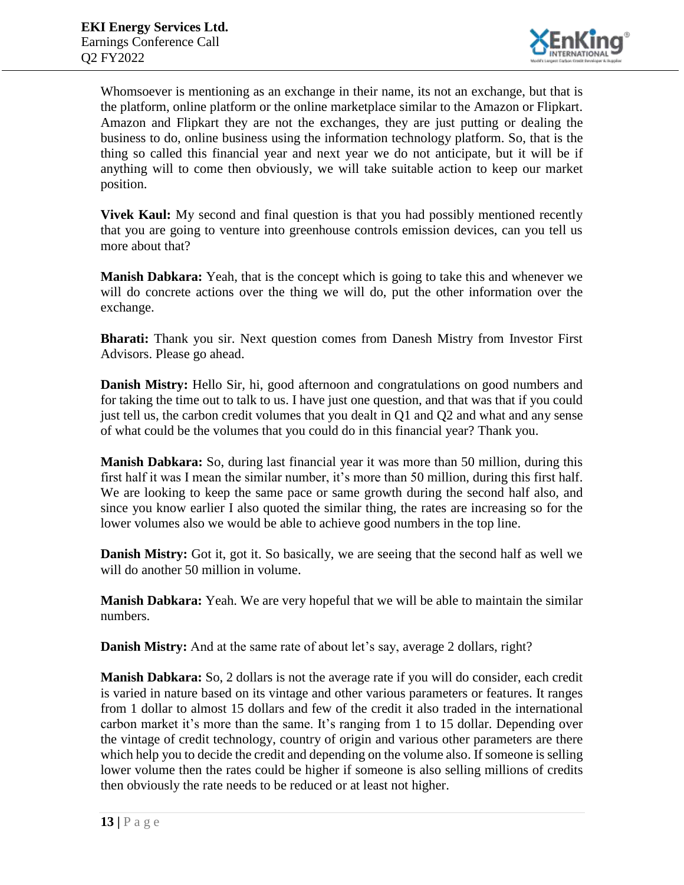Whomsoever is mentioning as an exchange in their name, its not an exchange, but that is the platform, online platform or the online marketplace similar to the Amazon or Flipkart. Amazon and Flipkart they are not the exchanges, they are just putting or dealing the business to do, online business using the information technology platform. So, that is the thing so called this financial year and next year we do not anticipate, but it will be if anything will to come then obviously, we will take suitable action to keep our market position.

**Vivek Kaul:** My second and final question is that you had possibly mentioned recently that you are going to venture into greenhouse controls emission devices, can you tell us more about that?

**Manish Dabkara:** Yeah, that is the concept which is going to take this and whenever we will do concrete actions over the thing we will do, put the other information over the exchange.

**Bharati:** Thank you sir. Next question comes from Danesh Mistry from Investor First Advisors. Please go ahead.

**Danish Mistry:** Hello Sir, hi, good afternoon and congratulations on good numbers and for taking the time out to talk to us. I have just one question, and that was that if you could just tell us, the carbon credit volumes that you dealt in Q1 and Q2 and what and any sense of what could be the volumes that you could do in this financial year? Thank you.

**Manish Dabkara:** So, during last financial year it was more than 50 million, during this first half it was I mean the similar number, it's more than 50 million, during this first half. We are looking to keep the same pace or same growth during the second half also, and since you know earlier I also quoted the similar thing, the rates are increasing so for the lower volumes also we would be able to achieve good numbers in the top line.

**Danish Mistry:** Got it, got it. So basically, we are seeing that the second half as well we will do another 50 million in volume.

**Manish Dabkara:** Yeah. We are very hopeful that we will be able to maintain the similar numbers.

**Danish Mistry:** And at the same rate of about let's say, average 2 dollars, right?

**Manish Dabkara:** So, 2 dollars is not the average rate if you will do consider, each credit is varied in nature based on its vintage and other various parameters or features. It ranges from 1 dollar to almost 15 dollars and few of the credit it also traded in the international carbon market it's more than the same. It's ranging from 1 to 15 dollar. Depending over the vintage of credit technology, country of origin and various other parameters are there which help you to decide the credit and depending on the volume also. If someone is selling lower volume then the rates could be higher if someone is also selling millions of credits then obviously the rate needs to be reduced or at least not higher.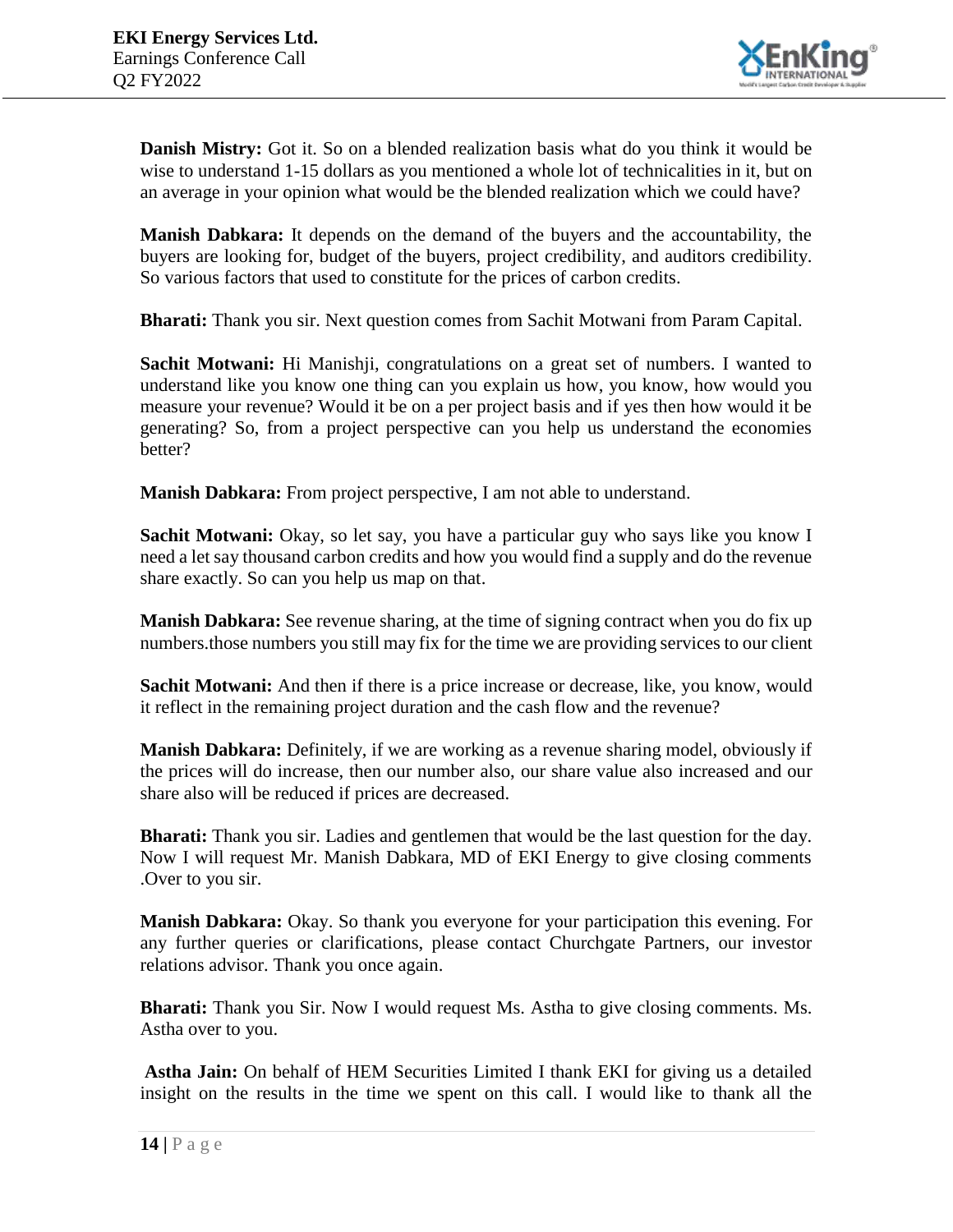**Danish Mistry:** Got it. So on a blended realization basis what do you think it would be wise to understand 1-15 dollars as you mentioned a whole lot of technicalities in it, but on an average in your opinion what would be the blended realization which we could have?

**Manish Dabkara:** It depends on the demand of the buyers and the accountability, the buyers are looking for, budget of the buyers, project credibility, and auditors credibility. So various factors that used to constitute for the prices of carbon credits.

**Bharati:** Thank you sir. Next question comes from Sachit Motwani from Param Capital.

**Sachit Motwani:** Hi Manishji, congratulations on a great set of numbers. I wanted to understand like you know one thing can you explain us how, you know, how would you measure your revenue? Would it be on a per project basis and if yes then how would it be generating? So, from a project perspective can you help us understand the economies better?

**Manish Dabkara:** From project perspective, I am not able to understand.

**Sachit Motwani:** Okay, so let say, you have a particular guy who says like you know I need a let say thousand carbon credits and how you would find a supply and do the revenue share exactly. So can you help us map on that.

**Manish Dabkara:** See revenue sharing, at the time of signing contract when you do fix up numbers.those numbers you still may fix for the time we are providing services to our client

**Sachit Motwani:** And then if there is a price increase or decrease, like, you know, would it reflect in the remaining project duration and the cash flow and the revenue?

**Manish Dabkara:** Definitely, if we are working as a revenue sharing model, obviously if the prices will do increase, then our number also, our share value also increased and our share also will be reduced if prices are decreased.

**Bharati:** Thank you sir. Ladies and gentlemen that would be the last question for the day. Now I will request Mr. Manish Dabkara, MD of EKI Energy to give closing comments .Over to you sir.

**Manish Dabkara:** Okay. So thank you everyone for your participation this evening. For any further queries or clarifications, please contact Churchgate Partners, our investor relations advisor. Thank you once again.

**Bharati:** Thank you Sir. Now I would request Ms. Astha to give closing comments. Ms. Astha over to you.

**Astha Jain:** On behalf of HEM Securities Limited I thank EKI for giving us a detailed insight on the results in the time we spent on this call. I would like to thank all the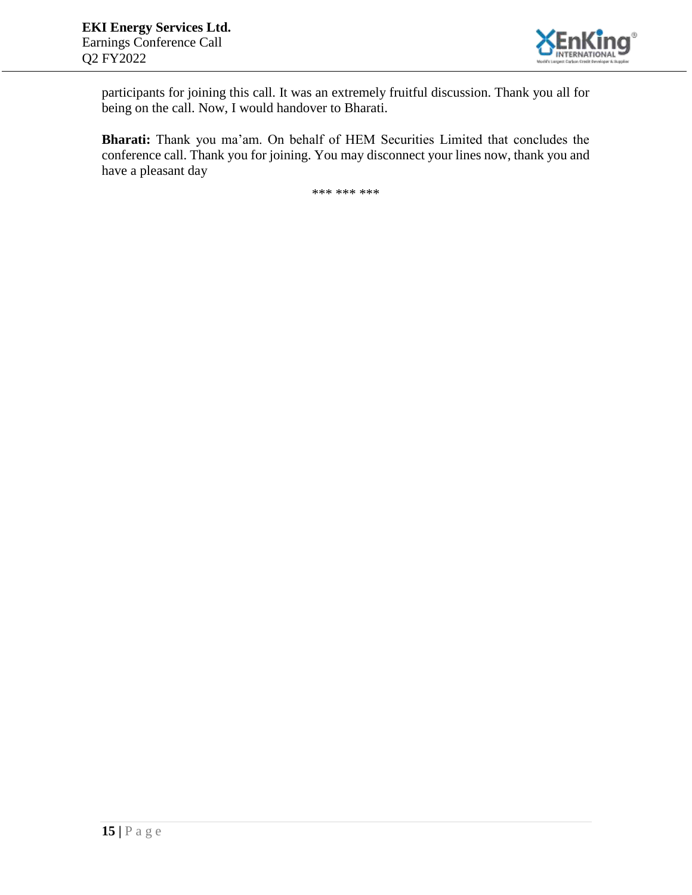participants for joining this call. It was an extremely fruitful discussion. Thank you all for being on the call. Now, I would handover to Bharati.

**Bharati:** Thank you ma'am. On behalf of HEM Securities Limited that concludes the conference call. Thank you for joining. You may disconnect your lines now, thank you and have a pleasant day

*** *** ***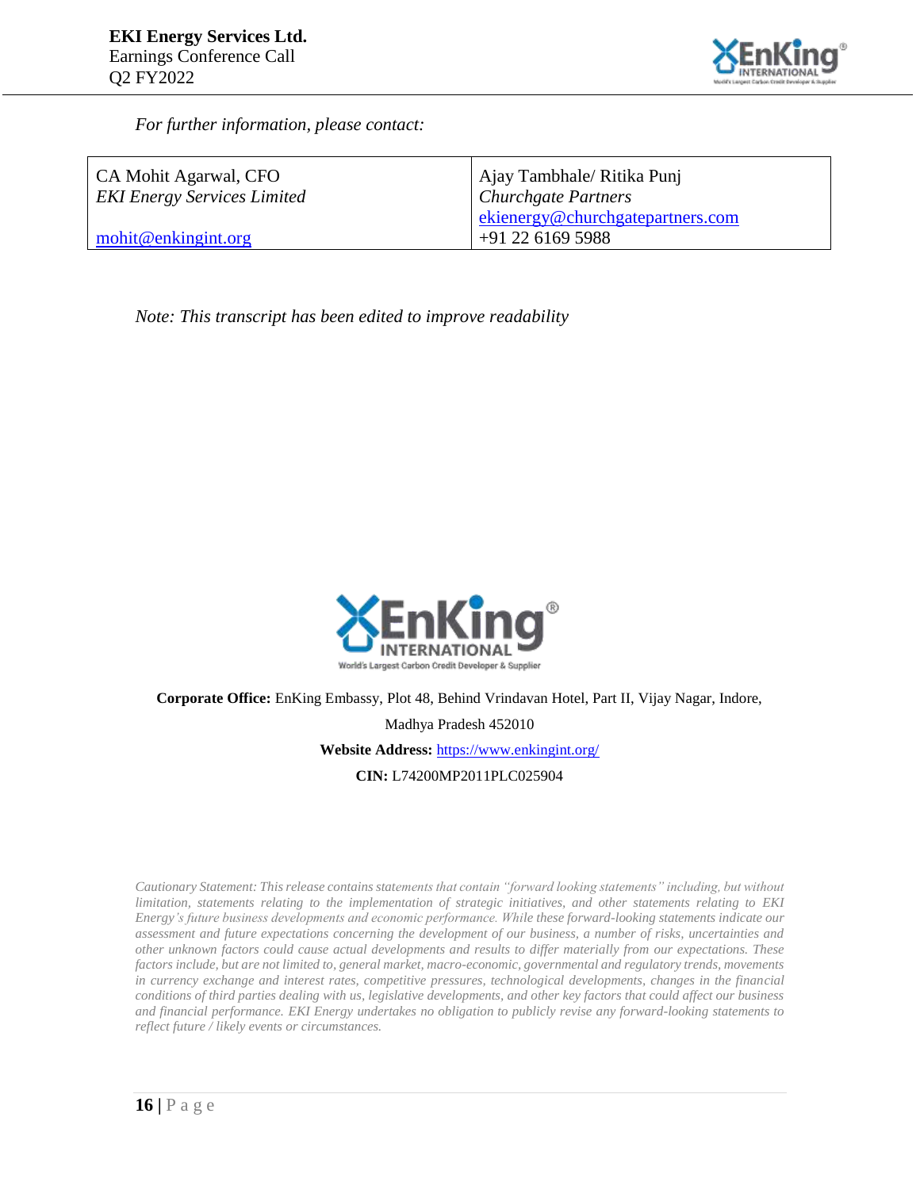*For further information, please contact:*

| | |
|---|---|
| CA Mohit Agarwal, CFO<br>*EKI Energy Services Limited*<br><br>mohit@enkingint.org | Ajay Tambhale/ Ritika Punj<br>*Churchgate Partners*<br>ekienergy@churchgatepartners.com<br>+91 22 6169 5988 |

*Note: This transcript has been edited to improve readability*

EnKing INTERNATIONAL

World's Largest Carbon Credit Developer & Supplier

**Corporate Office:** EnKing Embassy, Plot 48, Behind Vrindavan Hotel, Part II, Vijay Nagar, Indore, Madhya Pradesh 452010

**Website Address:** https://www.enkingint.org/

**CIN:** L74200MP2011PLC025904

*Cautionary Statement: This release contains statements that contain "forward looking statements" including, but without limitation, statements relating to the implementation of strategic initiatives, and other statements relating to EKI Energy's future business developments and economic performance. While these forward-looking statements indicate our assessment and future expectations concerning the development of our business, a number of risks, uncertainties and other unknown factors could cause actual developments and results to differ materially from our expectations. These factors include, but are not limited to, general market, macro-economic, governmental and regulatory trends, movements in currency exchange and interest rates, competitive pressures, technological developments, changes in the financial conditions of third parties dealing with us, legislative developments, and other key factors that could affect our business and financial performance. EKI Energy undertakes no obligation to publicly revise any forward-looking statements to reflect future / likely events or circumstances.*